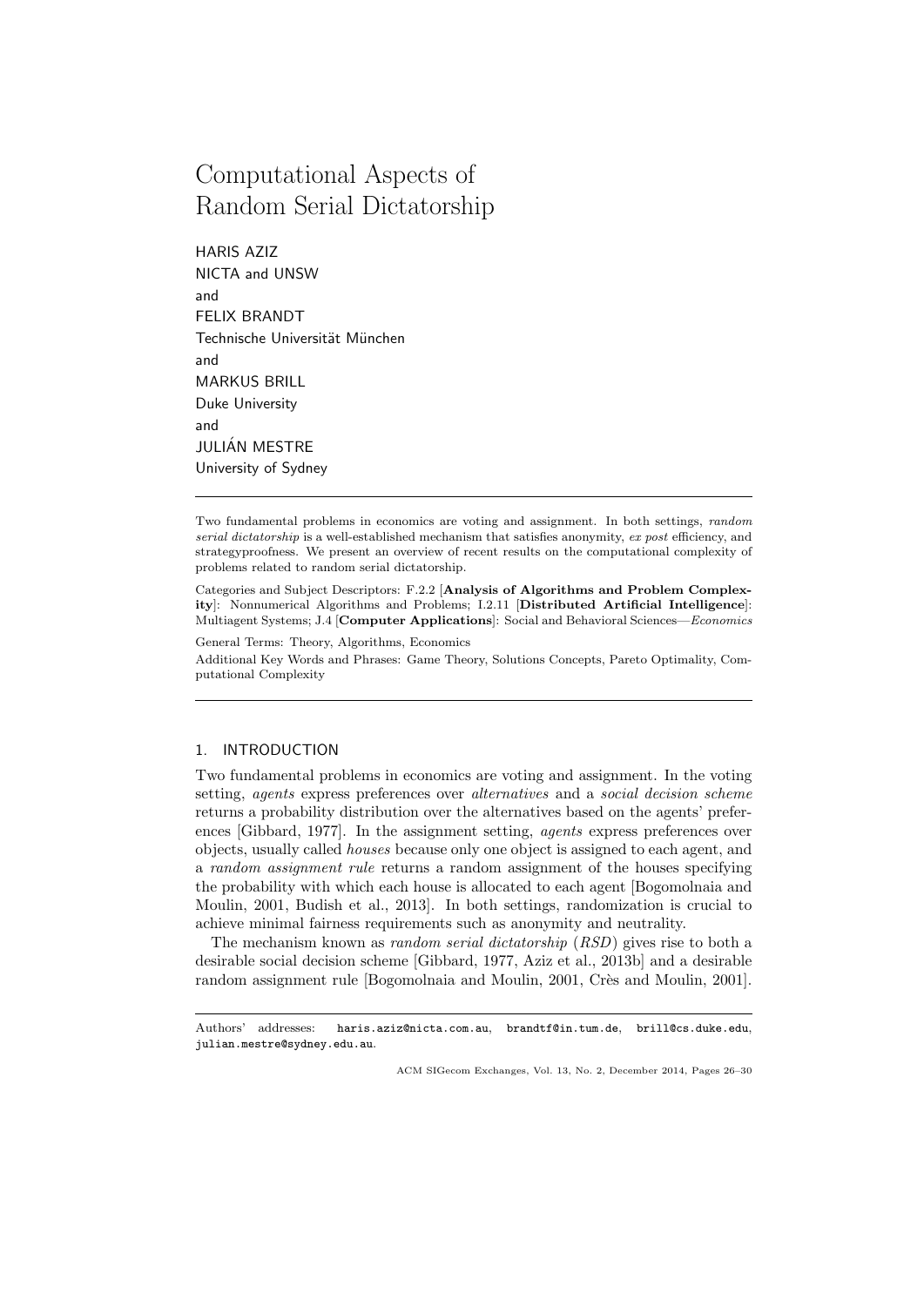# Computational Aspects of Random Serial Dictatorship

HARIS AZIZ
NICTA and UNSW
and
FELIX BRANDT
Technische Universität München
and
MARKUS BRILL
Duke University
and
JULIÁN MESTRE
University of Sydney

---

Two fundamental problems in economics are voting and assignment. In both settings, *random serial dictatorship* is a well-established mechanism that satisfies anonymity, *ex post* efficiency, and strategyproofness. We present an overview of recent results on the computational complexity of problems related to random serial dictatorship.

Categories and Subject Descriptors: F.2.2 [**Analysis of Algorithms and Problem Complexity**]: Nonnumerical Algorithms and Problems; I.2.11 [**Distributed Artificial Intelligence**]: Multiagent Systems; J.4 [**Computer Applications**]: Social and Behavioral Sciences—*Economics*

General Terms: Theory, Algorithms, Economics

Additional Key Words and Phrases: Game Theory, Solutions Concepts, Pareto Optimality, Computational Complexity

---

## 1. INTRODUCTION

Two fundamental problems in economics are voting and assignment. In the voting setting, *agents* express preferences over *alternatives* and a *social decision scheme* returns a probability distribution over the alternatives based on the agents' preferences [Gibbard, 1977]. In the assignment setting, *agents* express preferences over objects, usually called *houses* because only one object is assigned to each agent, and a *random assignment rule* returns a random assignment of the houses specifying the probability with which each house is allocated to each agent [Bogomolnaia and Moulin, 2001, Budish et al., 2013]. In both settings, randomization is crucial to achieve minimal fairness requirements such as anonymity and neutrality.

The mechanism known as *random serial dictatorship* (*RSD*) gives rise to both a desirable social decision scheme [Gibbard, 1977, Aziz et al., 2013b] and a desirable random assignment rule [Bogomolnaia and Moulin, 2001, Crès and Moulin, 2001].

---

Authors' addresses: haris.aziz@nicta.com.au, brandtf@in.tum.de, brill@cs.duke.edu, julian.mestre@sydney.edu.au.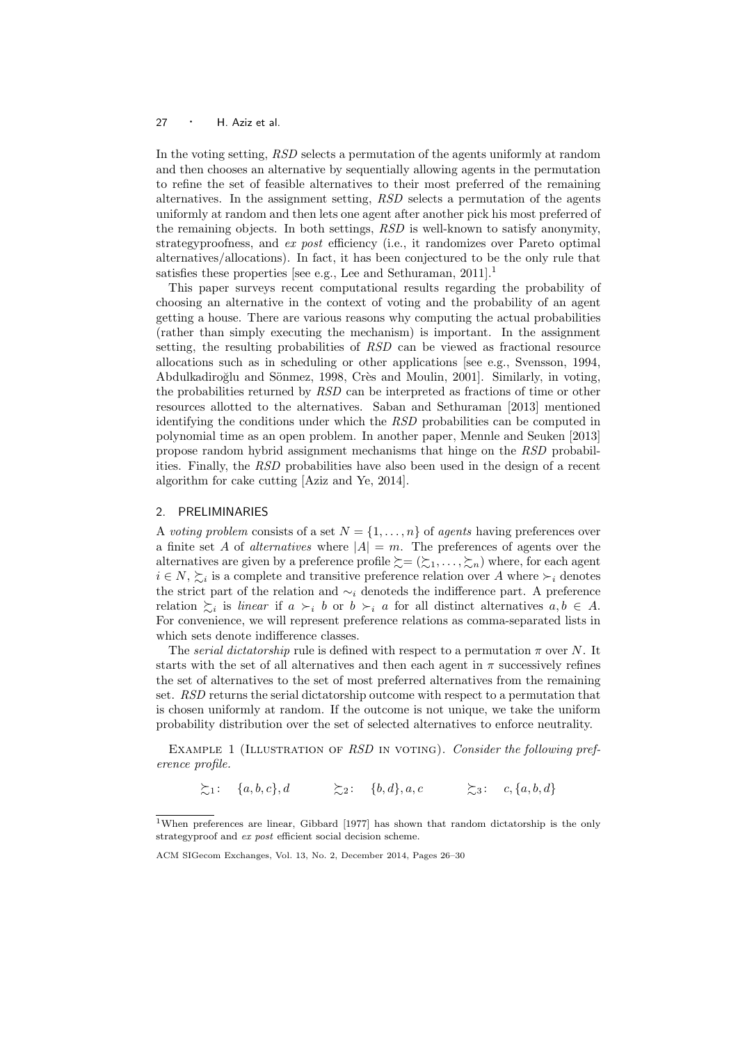In the voting setting, *RSD* selects a permutation of the agents uniformly at random and then chooses an alternative by sequentially allowing agents in the permutation to refine the set of feasible alternatives to their most preferred of the remaining alternatives. In the assignment setting, *RSD* selects a permutation of the agents uniformly at random and then lets one agent after another pick his most preferred of the remaining objects. In both settings, *RSD* is well-known to satisfy anonymity, strategyproofness, and *ex post* efficiency (i.e., it randomizes over Pareto optimal alternatives/allocations). In fact, it has been conjectured to be the only rule that satisfies these properties [see e.g., Lee and Sethuraman, 2011].[1]

This paper surveys recent computational results regarding the probability of choosing an alternative in the context of voting and the probability of an agent getting a house. There are various reasons why computing the actual probabilities (rather than simply executing the mechanism) is important. In the assignment setting, the resulting probabilities of *RSD* can be viewed as fractional resource allocations such as in scheduling or other applications [see e.g., Svensson, 1994, Abdulkadiroğlu and Sönmez, 1998, Crès and Moulin, 2001]. Similarly, in voting, the probabilities returned by *RSD* can be interpreted as fractions of time or other resources allotted to the alternatives. Saban and Sethuraman [2013] mentioned identifying the conditions under which the *RSD* probabilities can be computed in polynomial time as an open problem. In another paper, Mennle and Seuken [2013] propose random hybrid assignment mechanisms that hinge on the *RSD* probabilities. Finally, the *RSD* probabilities have also been used in the design of a recent algorithm for cake cutting [Aziz and Ye, 2014].

## 2. PRELIMINARIES

A *voting problem* consists of a set $N = \{1, \ldots, n\}$ of *agents* having preferences over a finite set $A$ of *alternatives* where $|A| = m$. The preferences of agents over the alternatives are given by a preference profile $\succsim = (\succsim_1, \ldots, \succsim_n)$ where, for each agent $i \in N$, $\succsim_i$ is a complete and transitive preference relation over $A$ where $\succ_i$ denotes the strict part of the relation and $\sim_i$ denoteds the indifference part. A preference relation $\succsim_i$ is *linear* if $a \succ_i b$ or $b \succ_i a$ for all distinct alternatives $a, b \in A$. For convenience, we will represent preference relations as comma-separated lists in which sets denote indifference classes.

The *serial dictatorship* rule is defined with respect to a permutation $\pi$ over $N$. It starts with the set of all alternatives and then each agent in $\pi$ successively refines the set of alternatives to the set of most preferred alternatives from the remaining set. *RSD* returns the serial dictatorship outcome with respect to a permutation that is chosen uniformly at random. If the outcome is not unique, we take the uniform probability distribution over the set of selected alternatives to enforce neutrality.

Example 1 (Illustration of *RSD* in voting). *Consider the following preference profile.*

$$\succsim_1: \quad \{a, b, c\}, d \qquad \succsim_2: \quad \{b, d\}, a, c \qquad \succsim_3: \quad c, \{a, b, d\}$$

[1] When preferences are linear, Gibbard [1977] has shown that random dictatorship is the only strategyproof and *ex post* efficient social decision scheme.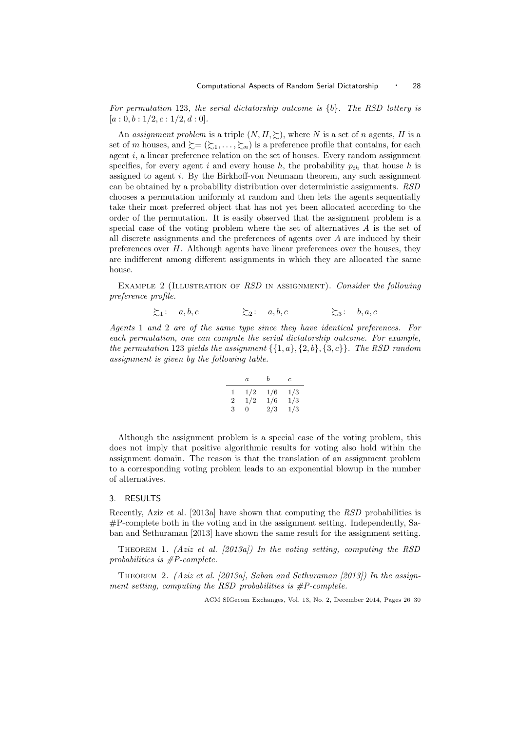*For permutation* 123*, the serial dictatorship outcome is* $\{b\}$*. The RSD lottery is* $[a : 0, b : 1/2, c : 1/2, d : 0]$.

An *assignment problem* is a triple $(N, H, \succsim)$, where $N$ is a set of $n$ agents, $H$ is a set of $m$ houses, and $\succsim = (\succsim_1, \ldots, \succsim_n)$ is a preference profile that contains, for each agent $i$, a linear preference relation on the set of houses. Every random assignment specifies, for every agent $i$ and every house $h$, the probability $p_{ih}$ that house $h$ is assigned to agent $i$. By the Birkhoff-von Neumann theorem, any such assignment can be obtained by a probability distribution over deterministic assignments. *RSD* chooses a permutation uniformly at random and then lets the agents sequentially take their most preferred object that has not yet been allocated according to the order of the permutation. It is easily observed that the assignment problem is a special case of the voting problem where the set of alternatives $A$ is the set of all discrete assignments and the preferences of agents over $A$ are induced by their preferences over $H$. Although agents have linear preferences over the houses, they are indifferent among different assignments in which they are allocated the same house.

Example 2 (Illustration of *RSD* in assignment). *Consider the following preference profile.*

$$\succsim_1: \quad a, b, c \qquad\qquad \succsim_2: \quad a, b, c \qquad\qquad \succsim_3: \quad b, a, c$$

*Agents* 1 *and* 2 *are of the same type since they have identical preferences. For each permutation, one can compute the serial dictatorship outcome. For example, the permutation* 123 *yields the assignment* $\{\{1, a\}, \{2, b\}, \{3, c\}\}$*. The RSD random assignment is given by the following table.*

| | $a$ | $b$ | $c$ |
|---|---|---|---|
| 1 | 1/2 | 1/6 | 1/3 |
| 2 | 1/2 | 1/6 | 1/3 |
| 3 | 0 | 2/3 | 1/3 |

Although the assignment problem is a special case of the voting problem, this does not imply that positive algorithmic results for voting also hold within the assignment domain. The reason is that the translation of an assignment problem to a corresponding voting problem leads to an exponential blowup in the number of alternatives.

## 3. RESULTS

Recently, Aziz et al. [2013a] have shown that computing the *RSD* probabilities is #P-complete both in the voting and in the assignment setting. Independently, Saban and Sethuraman [2013] have shown the same result for the assignment setting.

Theorem 1. *(Aziz et al. [2013a]) In the voting setting, computing the RSD probabilities is #P-complete.*

Theorem 2. *(Aziz et al. [2013a], Saban and Sethuraman [2013]) In the assignment setting, computing the RSD probabilities is #P-complete.*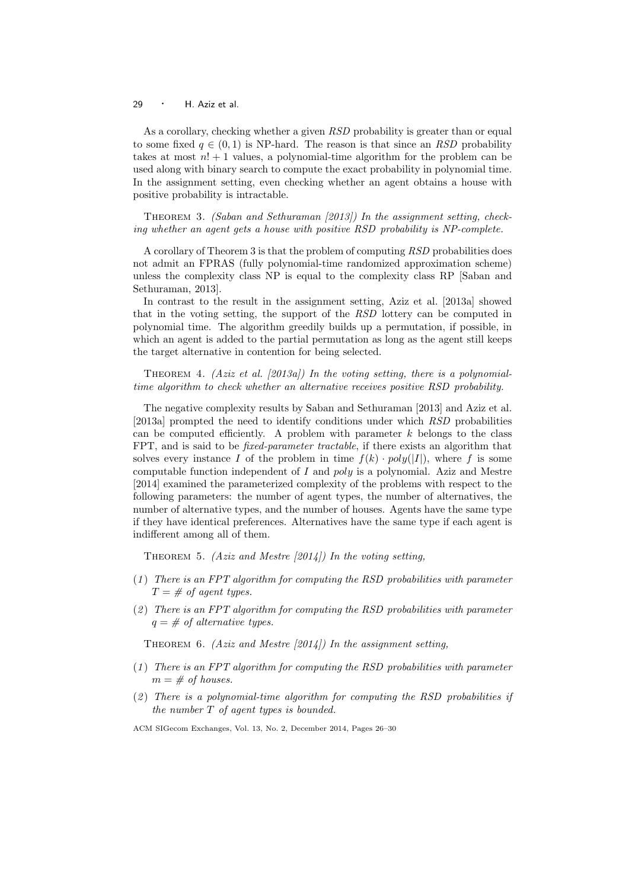As a corollary, checking whether a given *RSD* probability is greater than or equal to some fixed $q \in (0, 1)$ is NP-hard. The reason is that since an *RSD* probability takes at most $n! + 1$ values, a polynomial-time algorithm for the problem can be used along with binary search to compute the exact probability in polynomial time. In the assignment setting, even checking whether an agent obtains a house with positive probability is intractable.

Theorem 3. *(Saban and Sethuraman [2013]) In the assignment setting, checking whether an agent gets a house with positive RSD probability is NP-complete.*

A corollary of Theorem 3 is that the problem of computing *RSD* probabilities does not admit an FPRAS (fully polynomial-time randomized approximation scheme) unless the complexity class NP is equal to the complexity class RP [Saban and Sethuraman, 2013].

In contrast to the result in the assignment setting, Aziz et al. [2013a] showed that in the voting setting, the support of the *RSD* lottery can be computed in polynomial time. The algorithm greedily builds up a permutation, if possible, in which an agent is added to the partial permutation as long as the agent still keeps the target alternative in contention for being selected.

Theorem 4. *(Aziz et al. [2013a]) In the voting setting, there is a polynomial-time algorithm to check whether an alternative receives positive RSD probability.*

The negative complexity results by Saban and Sethuraman [2013] and Aziz et al. [2013a] prompted the need to identify conditions under which *RSD* probabilities can be computed efficiently. A problem with parameter $k$ belongs to the class FPT, and is said to be *fixed-parameter tractable*, if there exists an algorithm that solves every instance $I$ of the problem in time $f(k) \cdot poly(|I|)$, where $f$ is some computable function independent of $I$ and *poly* is a polynomial. Aziz and Mestre [2014] examined the parameterized complexity of the problems with respect to the following parameters: the number of agent types, the number of alternatives, the number of alternative types, and the number of houses. Agents have the same type if they have identical preferences. Alternatives have the same type if each agent is indifferent among all of them.

Theorem 5. *(Aziz and Mestre [2014]) In the voting setting,*

(1) *There is an FPT algorithm for computing the RSD probabilities with parameter $T = \#$ of agent types.*

(2) *There is an FPT algorithm for computing the RSD probabilities with parameter $q = \#$ of alternative types.*

Theorem 6. *(Aziz and Mestre [2014]) In the assignment setting,*

(1) *There is an FPT algorithm for computing the RSD probabilities with parameter $m = \#$ of houses.*

(2) *There is a polynomial-time algorithm for computing the RSD probabilities if the number $T$ of agent types is bounded.*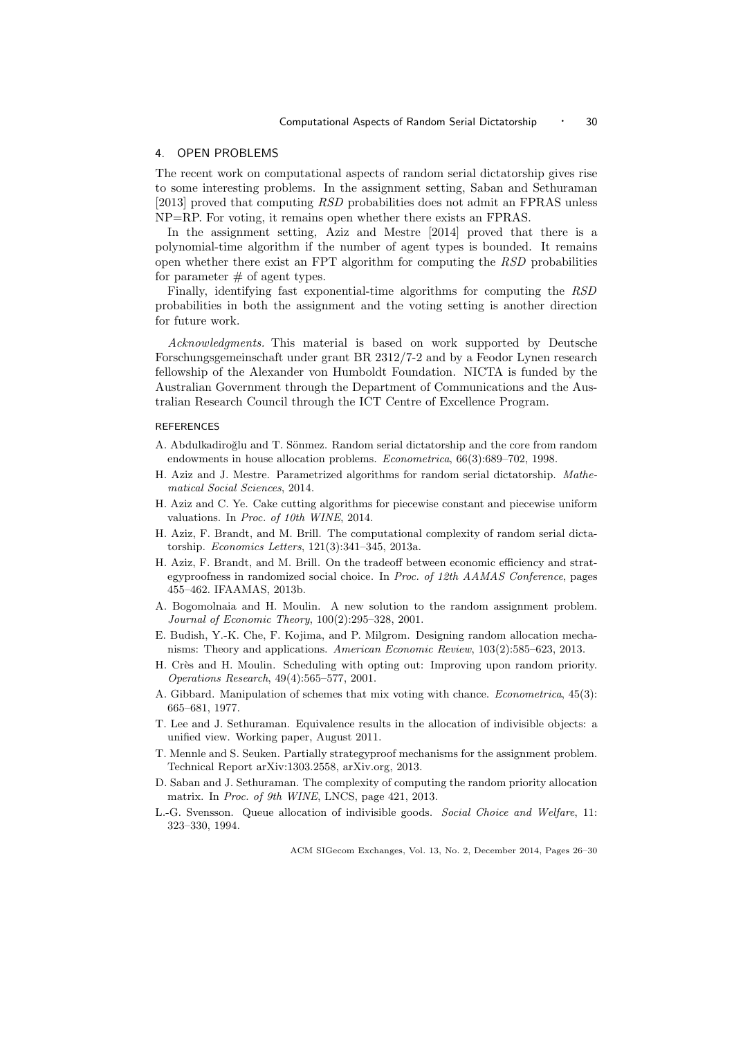## 4. OPEN PROBLEMS

The recent work on computational aspects of random serial dictatorship gives rise to some interesting problems. In the assignment setting, Saban and Sethuraman [2013] proved that computing *RSD* probabilities does not admit an FPRAS unless NP=RP. For voting, it remains open whether there exists an FPRAS.

In the assignment setting, Aziz and Mestre [2014] proved that there is a polynomial-time algorithm if the number of agent types is bounded. It remains open whether there exist an FPT algorithm for computing the *RSD* probabilities for parameter # of agent types.

Finally, identifying fast exponential-time algorithms for computing the *RSD* probabilities in both the assignment and the voting setting is another direction for future work.

*Acknowledgments.* This material is based on work supported by Deutsche Forschungsgemeinschaft under grant BR 2312/7-2 and by a Feodor Lynen research fellowship of the Alexander von Humboldt Foundation. NICTA is funded by the Australian Government through the Department of Communications and the Australian Research Council through the ICT Centre of Excellence Program.

### REFERENCES

A. Abdulkadiroğlu and T. Sönmez. Random serial dictatorship and the core from random endowments in house allocation problems. *Econometrica*, 66(3):689–702, 1998.

H. Aziz and J. Mestre. Parametrized algorithms for random serial dictatorship. *Mathematical Social Sciences*, 2014.

H. Aziz and C. Ye. Cake cutting algorithms for piecewise constant and piecewise uniform valuations. In *Proc. of 10th WINE*, 2014.

H. Aziz, F. Brandt, and M. Brill. The computational complexity of random serial dictatorship. *Economics Letters*, 121(3):341–345, 2013a.

H. Aziz, F. Brandt, and M. Brill. On the tradeoff between economic efficiency and strategyproofness in randomized social choice. In *Proc. of 12th AAMAS Conference*, pages 455–462. IFAAMAS, 2013b.

A. Bogomolnaia and H. Moulin. A new solution to the random assignment problem. *Journal of Economic Theory*, 100(2):295–328, 2001.

E. Budish, Y.-K. Che, F. Kojima, and P. Milgrom. Designing random allocation mechanisms: Theory and applications. *American Economic Review*, 103(2):585–623, 2013.

H. Crès and H. Moulin. Scheduling with opting out: Improving upon random priority. *Operations Research*, 49(4):565–577, 2001.

A. Gibbard. Manipulation of schemes that mix voting with chance. *Econometrica*, 45(3): 665–681, 1977.

T. Lee and J. Sethuraman. Equivalence results in the allocation of indivisible objects: a unified view. Working paper, August 2011.

T. Mennle and S. Seuken. Partially strategyproof mechanisms for the assignment problem. Technical Report arXiv:1303.2558, arXiv.org, 2013.

D. Saban and J. Sethuraman. The complexity of computing the random priority allocation matrix. In *Proc. of 9th WINE*, LNCS, page 421, 2013.

L.-G. Svensson. Queue allocation of indivisible goods. *Social Choice and Welfare*, 11: 323–330, 1994.